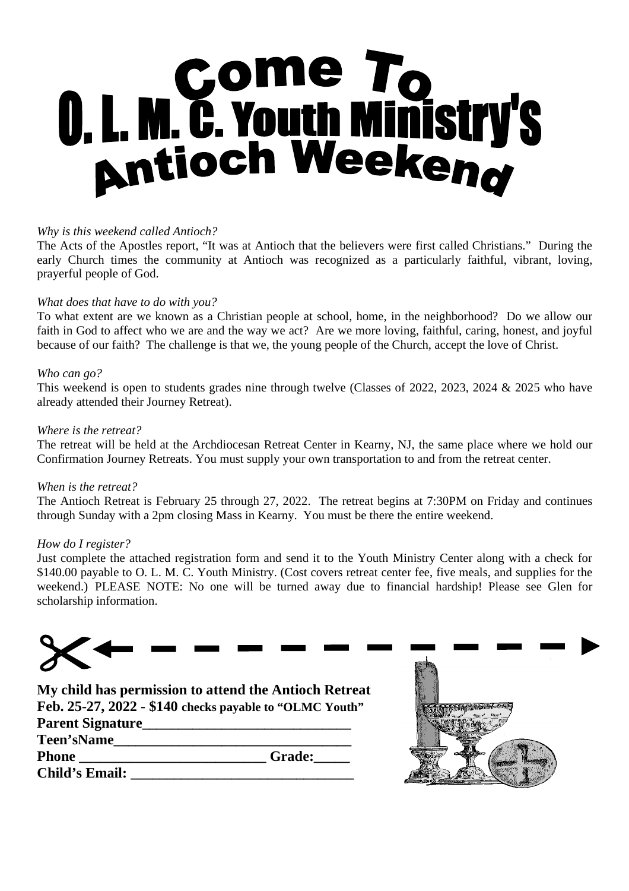# Come To O. L. M. C. Youth Ministry's Antioch Weekend

*Why is this weekend called Antioch?*

The Acts of the Apostles report, "It was at Antioch that the believers were first called Christians." During the early Church times the community at Antioch was recognized as a particularly faithful, vibrant, loving, prayerful people of God.

*What does that have to do with you?*

To what extent are we known as a Christian people at school, home, in the neighborhood? Do we allow our faith in God to affect who we are and the way we act? Are we more loving, faithful, caring, honest, and joyful because of our faith? The challenge is that we, the young people of the Church, accept the love of Christ.

*Who can go?*

This weekend is open to students grades nine through twelve (Classes of 2022, 2023, 2024 & 2025 who have already attended their Journey Retreat).

*Where is the retreat?*

The retreat will be held at the Archdiocesan Retreat Center in Kearny, NJ, the same place where we hold our Confirmation Journey Retreats. You must supply your own transportation to and from the retreat center.

*When is the retreat?*

The Antioch Retreat is February 25 through 27, 2022. The retreat begins at 7:30PM on Friday and continues through Sunday with a 2pm closing Mass in Kearny. You must be there the entire weekend.

*How do I register?*

Just complete the attached registration form and send it to the Youth Ministry Center along with a check for $140.00 payable to O. L. M. C. Youth Ministry. (Cost covers retreat center fee, five meals, and supplies for the weekend.) PLEASE NOTE: No one will be turned away due to financial hardship! Please see Glen for scholarship information.

---

**My child has permission to attend the Antioch Retreat**
**Feb. 25-27, 2022 - $140 checks payable to "OLMC Youth"**
**Parent Signature_____________________________**
**Teen'sName_________________________________**
**Phone __________________________ Grade:_____**
**Child's Email: _______________________________**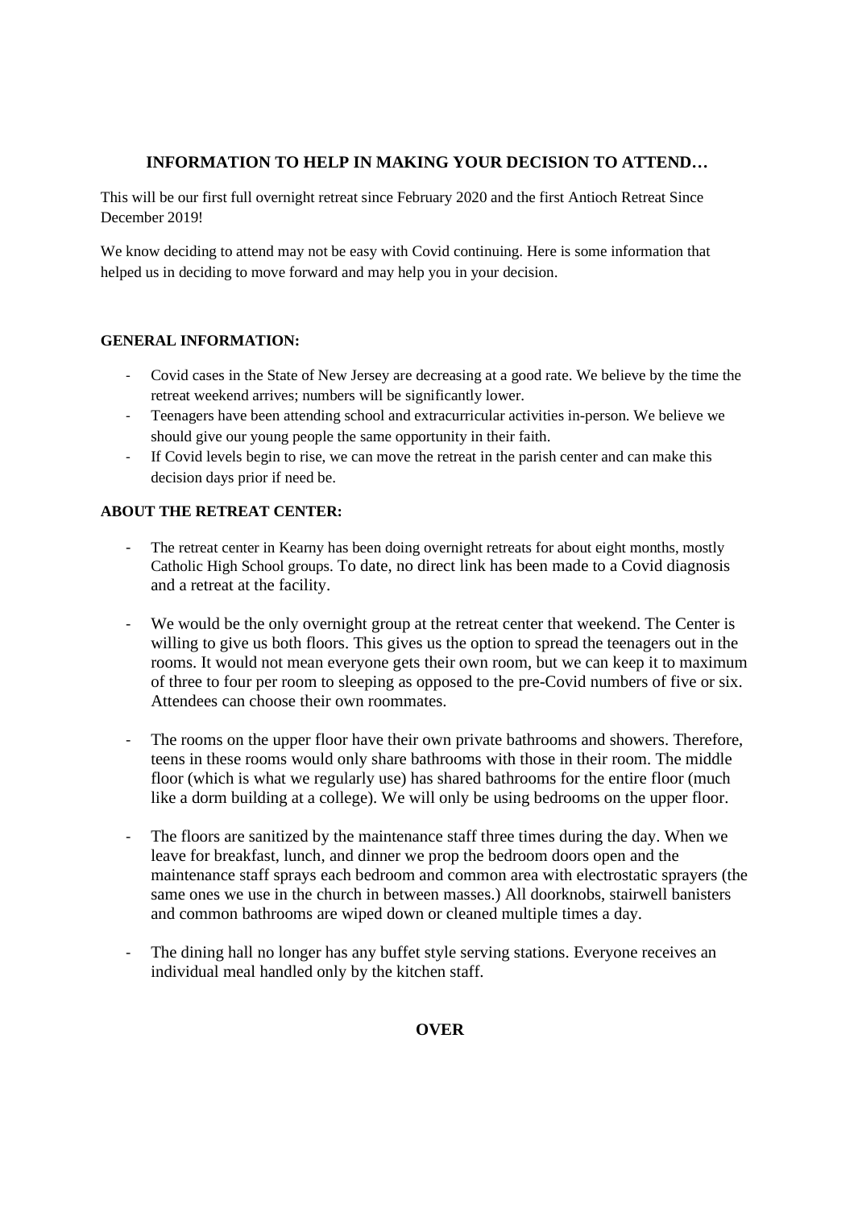**INFORMATION TO HELP IN MAKING YOUR DECISION TO ATTEND…**

This will be our first full overnight retreat since February 2020 and the first Antioch Retreat Since December 2019!

We know deciding to attend may not be easy with Covid continuing. Here is some information that helped us in deciding to move forward and may help you in your decision.

**GENERAL INFORMATION:**

- Covid cases in the State of New Jersey are decreasing at a good rate. We believe by the time the retreat weekend arrives; numbers will be significantly lower.
- Teenagers have been attending school and extracurricular activities in-person. We believe we should give our young people the same opportunity in their faith.
- If Covid levels begin to rise, we can move the retreat in the parish center and can make this decision days prior if need be.

**ABOUT THE RETREAT CENTER:**

- The retreat center in Kearny has been doing overnight retreats for about eight months, mostly Catholic High School groups. To date, no direct link has been made to a Covid diagnosis and a retreat at the facility.

- We would be the only overnight group at the retreat center that weekend. The Center is willing to give us both floors. This gives us the option to spread the teenagers out in the rooms. It would not mean everyone gets their own room, but we can keep it to maximum of three to four per room to sleeping as opposed to the pre-Covid numbers of five or six. Attendees can choose their own roommates.

- The rooms on the upper floor have their own private bathrooms and showers. Therefore, teens in these rooms would only share bathrooms with those in their room. The middle floor (which is what we regularly use) has shared bathrooms for the entire floor (much like a dorm building at a college). We will only be using bedrooms on the upper floor.

- The floors are sanitized by the maintenance staff three times during the day. When we leave for breakfast, lunch, and dinner we prop the bedroom doors open and the maintenance staff sprays each bedroom and common area with electrostatic sprayers (the same ones we use in the church in between masses.) All doorknobs, stairwell banisters and common bathrooms are wiped down or cleaned multiple times a day.

- The dining hall no longer has any buffet style serving stations. Everyone receives an individual meal handled only by the kitchen staff.

**OVER**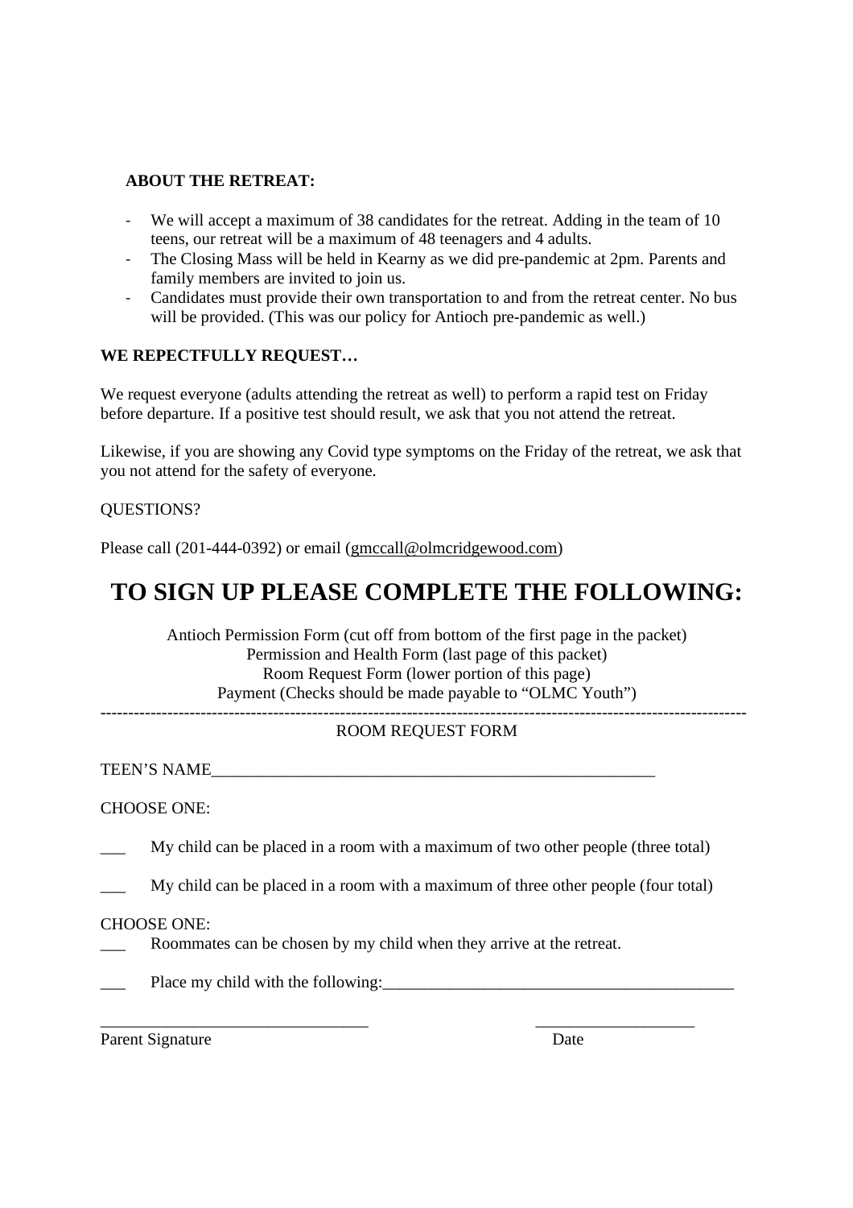**ABOUT THE RETREAT:**

- We will accept a maximum of 38 candidates for the retreat. Adding in the team of 10 teens, our retreat will be a maximum of 48 teenagers and 4 adults.
- The Closing Mass will be held in Kearny as we did pre-pandemic at 2pm. Parents and family members are invited to join us.
- Candidates must provide their own transportation to and from the retreat center. No bus will be provided. (This was our policy for Antioch pre-pandemic as well.)

**WE REPECTFULLY REQUEST…**

We request everyone (adults attending the retreat as well) to perform a rapid test on Friday before departure. If a positive test should result, we ask that you not attend the retreat.

Likewise, if you are showing any Covid type symptoms on the Friday of the retreat, we ask that you not attend for the safety of everyone.

QUESTIONS?

Please call (201-444-0392) or email (gmccall@olmcridgewood.com)

# TO SIGN UP PLEASE COMPLETE THE FOLLOWING:

Antioch Permission Form (cut off from bottom of the first page in the packet)
Permission and Health Form (last page of this packet)
Room Request Form (lower portion of this page)
Payment (Checks should be made payable to “OLMC Youth”)

---

ROOM REQUEST FORM

TEEN’S NAME_______________________________________________________

CHOOSE ONE:

___ My child can be placed in a room with a maximum of two other people (three total)

___ My child can be placed in a room with a maximum of three other people (four total)

CHOOSE ONE:

___ Roommates can be chosen by my child when they arrive at the retreat.

___ Place my child with the following:___________________________________________

_________________________________ ___________________
Parent Signature Date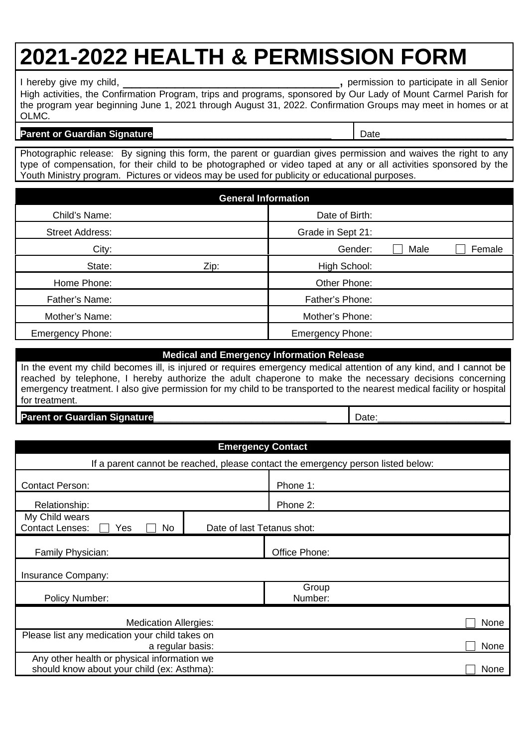# 2021-2022 HEALTH & PERMISSION FORM

I hereby give my child, ______________________________________, permission to participate in all Senior High activities, the Confirmation Program, trips and programs, sponsored by Our Lady of Mount Carmel Parish for the program year beginning June 1, 2021 through August 31, 2022. Confirmation Groups may meet in homes or at OLMC.

**Parent or Guardian Signature**________________________________ Date______________________

Photographic release: By signing this form, the parent or guardian gives permission and waives the right to any type of compensation, for their child to be photographed or video taped at any or all activities sponsored by the Youth Ministry program. Pictures or videos may be used for publicity or educational purposes.

| General Information | | | |
|---|---|---|---|
| Child's Name: | | Date of Birth: | |
| Street Address: | | Grade in Sept 21: | |
| City: | | Gender: | ☐ Male ☐ Female |
| State: | Zip: | High School: | |
| Home Phone: | | Other Phone: | |
| Father's Name: | | Father's Phone: | |
| Mother's Name: | | Mother's Phone: | |
| Emergency Phone: | | Emergency Phone: | |

## Medical and Emergency Information Release

In the event my child becomes ill, is injured or requires emergency medical attention of any kind, and I cannot be reached by telephone, I hereby authorize the adult chaperone to make the necessary decisions concerning emergency treatment. I also give permission for my child to be transported to the nearest medical facility or hospital for treatment.

**Parent or Guardian Signature**________________________________ Date:______________________

## Emergency Contact

If a parent cannot be reached, please contact the emergency person listed below:

| | | | |
|---|---|---|---|
| Contact Person: | | Phone 1: | |
| Relationship: | | Phone 2: | |
| My Child wears Contact Lenses: ☐ Yes ☐ No | | Date of last Tetanus shot: | |
| Family Physician: | | Office Phone: | |
| Insurance Company: | | | |
| Policy Number: | | Group Number: | |
| Medication Allergies: | | | ☐ None |
| Please list any medication your child takes on a regular basis: | | | ☐ None |
| Any other health or physical information we should know about your child (ex: Asthma): | | | ☐ None |